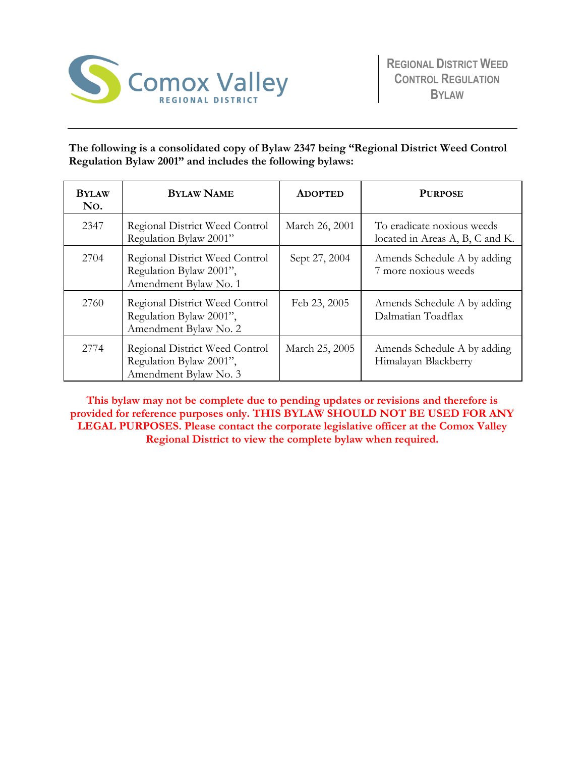Comox Valley
REGIONAL DISTRICT

REGIONAL DISTRICT WEED CONTROL REGULATION BYLAW

**The following is a consolidated copy of Bylaw 2347 being "Regional District Weed Control Regulation Bylaw 2001" and includes the following bylaws:**

| BYLAW NO. | BYLAW NAME | ADOPTED | PURPOSE |
|---|---|---|---|
| 2347 | Regional District Weed Control Regulation Bylaw 2001" | March 26, 2001 | To eradicate noxious weeds located in Areas A, B, C and K. |
| 2704 | Regional District Weed Control Regulation Bylaw 2001", Amendment Bylaw No. 1 | Sept 27, 2004 | Amends Schedule A by adding 7 more noxious weeds |
| 2760 | Regional District Weed Control Regulation Bylaw 2001", Amendment Bylaw No. 2 | Feb 23, 2005 | Amends Schedule A by adding Dalmatian Toadflax |
| 2774 | Regional District Weed Control Regulation Bylaw 2001", Amendment Bylaw No. 3 | March 25, 2005 | Amends Schedule A by adding Himalayan Blackberry |

**This bylaw may not be complete due to pending updates or revisions and therefore is provided for reference purposes only. THIS BYLAW SHOULD NOT BE USED FOR ANY LEGAL PURPOSES. Please contact the corporate legislative officer at the Comox Valley Regional District to view the complete bylaw when required.**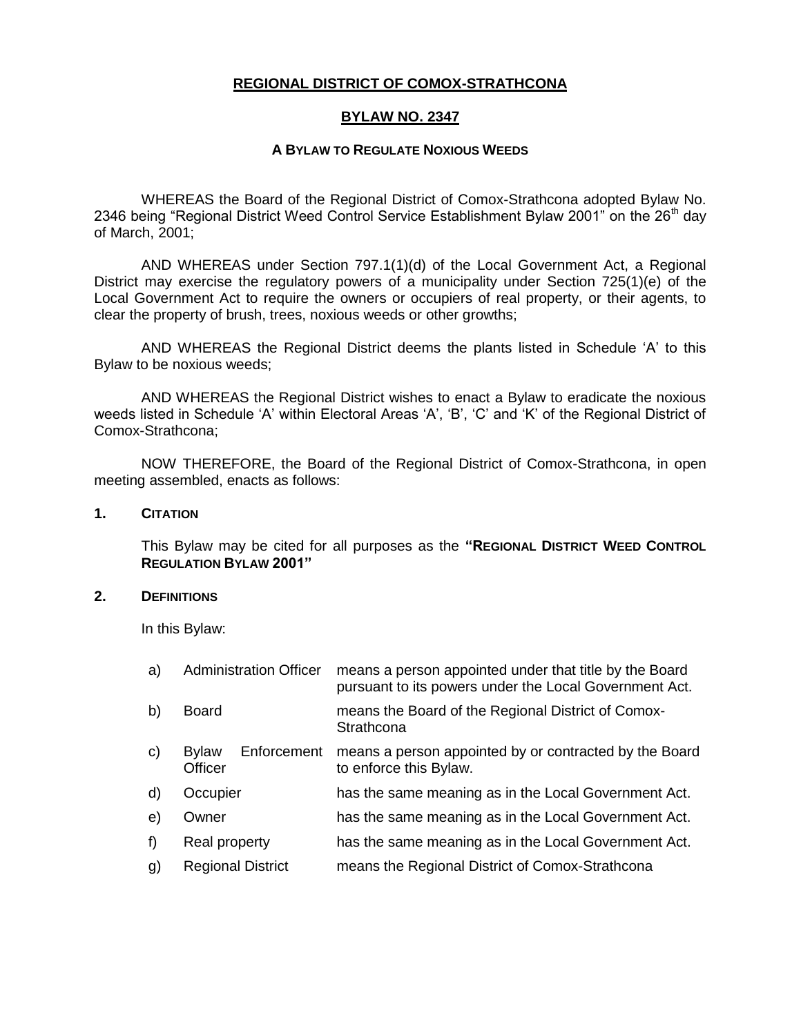# REGIONAL DISTRICT OF COMOX-STRATHCONA

## BYLAW NO. 2347

### A BYLAW TO REGULATE NOXIOUS WEEDS

WHEREAS the Board of the Regional District of Comox-Strathcona adopted Bylaw No. 2346 being "Regional District Weed Control Service Establishment Bylaw 2001" on the 26th day of March, 2001;

AND WHEREAS under Section 797.1(1)(d) of the Local Government Act, a Regional District may exercise the regulatory powers of a municipality under Section 725(1)(e) of the Local Government Act to require the owners or occupiers of real property, or their agents, to clear the property of brush, trees, noxious weeds or other growths;

AND WHEREAS the Regional District deems the plants listed in Schedule 'A' to this Bylaw to be noxious weeds;

AND WHEREAS the Regional District wishes to enact a Bylaw to eradicate the noxious weeds listed in Schedule 'A' within Electoral Areas 'A', 'B', 'C' and 'K' of the Regional District of Comox-Strathcona;

NOW THEREFORE, the Board of the Regional District of Comox-Strathcona, in open meeting assembled, enacts as follows:

**1. CITATION**

This Bylaw may be cited for all purposes as the **"REGIONAL DISTRICT WEED CONTROL REGULATION BYLAW 2001"**

**2. DEFINITIONS**

In this Bylaw:

| | | |
|---|---|---|
| a) | Administration Officer | means a person appointed under that title by the Board pursuant to its powers under the Local Government Act. |
| b) | Board | means the Board of the Regional District of Comox-Strathcona |
| c) | Bylaw Enforcement Officer | means a person appointed by or contracted by the Board to enforce this Bylaw. |
| d) | Occupier | has the same meaning as in the Local Government Act. |
| e) | Owner | has the same meaning as in the Local Government Act. |
| f) | Real property | has the same meaning as in the Local Government Act. |
| g) | Regional District | means the Regional District of Comox-Strathcona |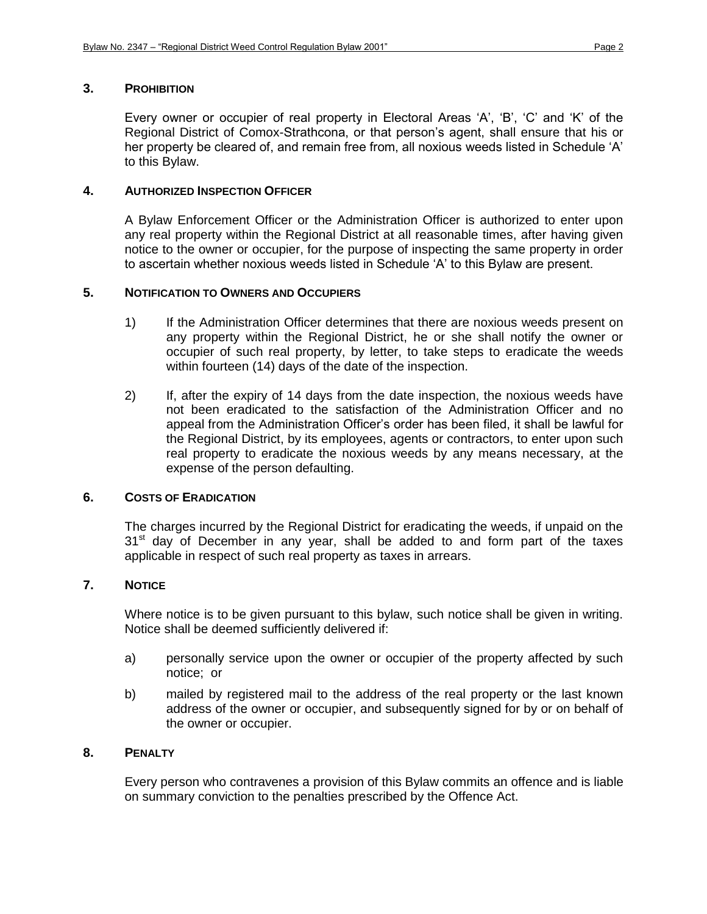### 3. PROHIBITION

Every owner or occupier of real property in Electoral Areas ‘A’, ‘B’, ‘C’ and ‘K’ of the Regional District of Comox-Strathcona, or that person’s agent, shall ensure that his or her property be cleared of, and remain free from, all noxious weeds listed in Schedule ‘A’ to this Bylaw.

### 4. AUTHORIZED INSPECTION OFFICER

A Bylaw Enforcement Officer or the Administration Officer is authorized to enter upon any real property within the Regional District at all reasonable times, after having given notice to the owner or occupier, for the purpose of inspecting the same property in order to ascertain whether noxious weeds listed in Schedule ‘A’ to this Bylaw are present.

### 5. NOTIFICATION TO OWNERS AND OCCUPIERS

1) If the Administration Officer determines that there are noxious weeds present on any property within the Regional District, he or she shall notify the owner or occupier of such real property, by letter, to take steps to eradicate the weeds within fourteen (14) days of the date of the inspection.

2) If, after the expiry of 14 days from the date inspection, the noxious weeds have not been eradicated to the satisfaction of the Administration Officer and no appeal from the Administration Officer’s order has been filed, it shall be lawful for the Regional District, by its employees, agents or contractors, to enter upon such real property to eradicate the noxious weeds by any means necessary, at the expense of the person defaulting.

### 6. COSTS OF ERADICATION

The charges incurred by the Regional District for eradicating the weeds, if unpaid on the 31st day of December in any year, shall be added to and form part of the taxes applicable in respect of such real property as taxes in arrears.

### 7. NOTICE

Where notice is to be given pursuant to this bylaw, such notice shall be given in writing. Notice shall be deemed sufficiently delivered if:

a) personally service upon the owner or occupier of the property affected by such notice; or

b) mailed by registered mail to the address of the real property or the last known address of the owner or occupier, and subsequently signed for by or on behalf of the owner or occupier.

### 8. PENALTY

Every person who contravenes a provision of this Bylaw commits an offence and is liable on summary conviction to the penalties prescribed by the Offence Act.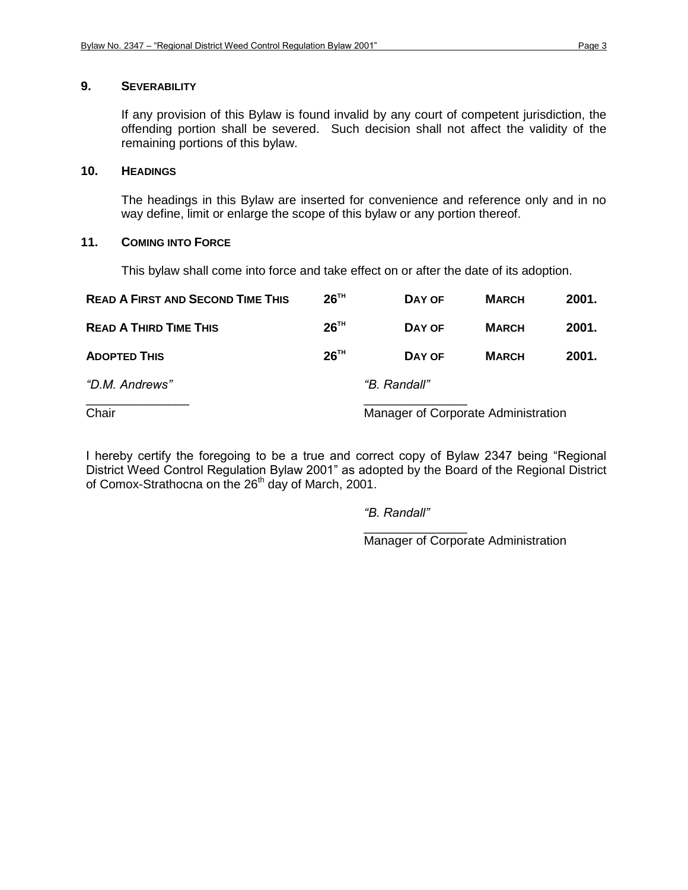## 9. SEVERABILITY

If any provision of this Bylaw is found invalid by any court of competent jurisdiction, the offending portion shall be severed. Such decision shall not affect the validity of the remaining portions of this bylaw.

## 10. HEADINGS

The headings in this Bylaw are inserted for convenience and reference only and in no way define, limit or enlarge the scope of this bylaw or any portion thereof.

## 11. COMING INTO FORCE

This bylaw shall come into force and take effect on or after the date of its adoption.

| | | | | |
|---|---|---|---|---|
| **READ A FIRST AND SECOND TIME THIS** | **26TH** | **DAY OF** | **MARCH** | **2001.** |
| **READ A THIRD TIME THIS** | **26TH** | **DAY OF** | **MARCH** | **2001.** |
| **ADOPTED THIS** | **26TH** | **DAY OF** | **MARCH** | **2001.** |

| | |
|---|---|
| *"D.M. Andrews"* | *"B. Randall"* |
| Chair | Manager of Corporate Administration |

I hereby certify the foregoing to be a true and correct copy of Bylaw 2347 being "Regional District Weed Control Regulation Bylaw 2001" as adopted by the Board of the Regional District of Comox-Strathocna on the 26th day of March, 2001.

*"B. Randall"*

Manager of Corporate Administration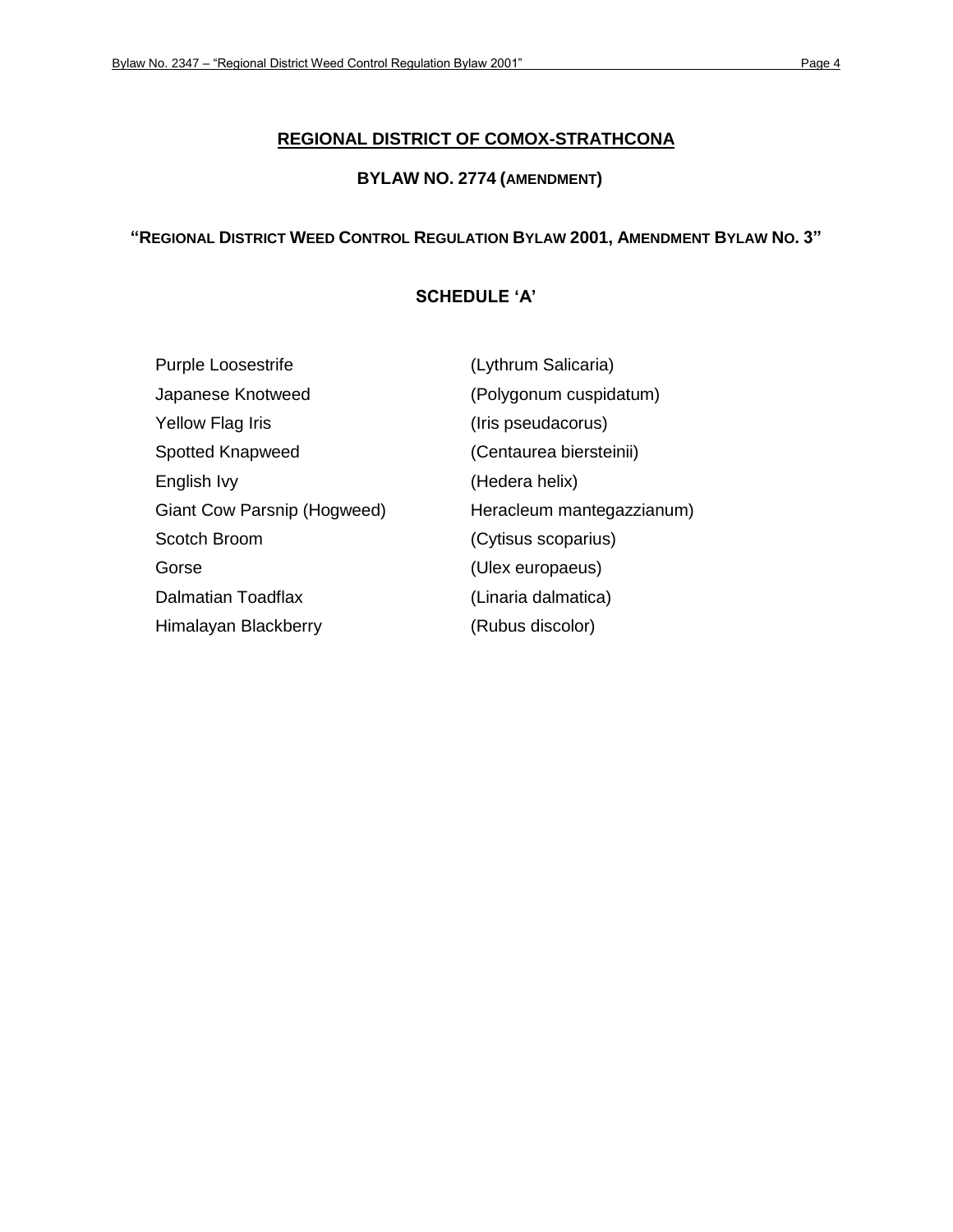**REGIONAL DISTRICT OF COMOX-STRATHCONA**

**BYLAW NO. 2774 (AMENDMENT)**

**"REGIONAL DISTRICT WEED CONTROL REGULATION BYLAW 2001, AMENDMENT BYLAW NO. 3"**

**SCHEDULE 'A'**

| | |
|---|---|
| Purple Loosestrife | (Lythrum Salicaria) |
| Japanese Knotweed | (Polygonum cuspidatum) |
| Yellow Flag Iris | (Iris pseudacorus) |
| Spotted Knapweed | (Centaurea biersteinii) |
| English Ivy | (Hedera helix) |
| Giant Cow Parsnip (Hogweed) | Heracleum mantegazzianum) |
| Scotch Broom | (Cytisus scoparius) |
| Gorse | (Ulex europaeus) |
| Dalmatian Toadflax | (Linaria dalmatica) |
| Himalayan Blackberry | (Rubus discolor) |